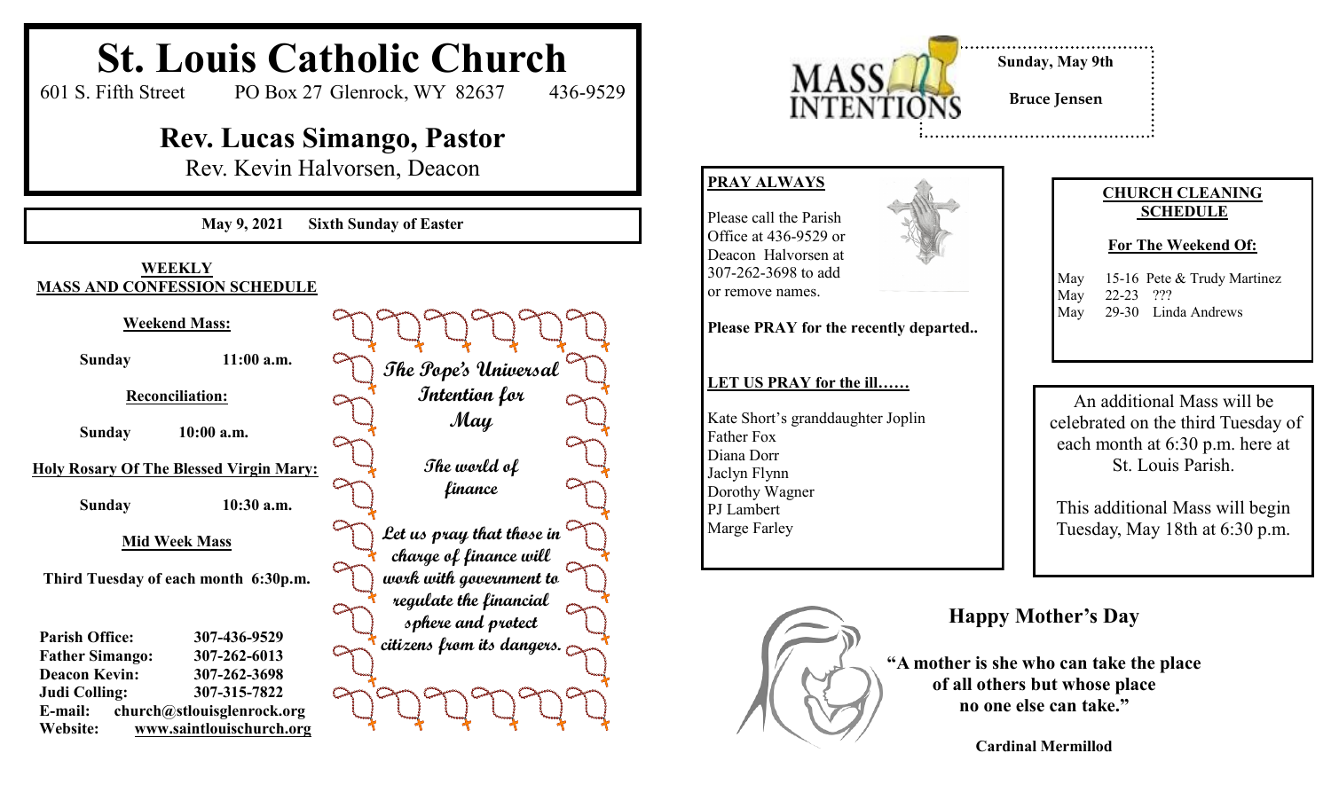# St. Louis Catholic Church

601 S. Fifth Street    PO Box 27 Glenrock, WY 82637    436-9529

## Rev. Lucas Simango, Pastor

Rev. Kevin Halvorsen, Deacon

**May 9, 2021    Sixth Sunday of Easter**

**WEEKLY MASS AND CONFESSION SCHEDULE**

**Weekend Mass:**

**Sunday    11:00 a.m.**

**Reconciliation:**

**Sunday    10:00 a.m.**

**Holy Rosary Of The Blessed Virgin Mary:**

**Sunday    10:30 a.m.**

**Mid Week Mass**

**Third Tuesday of each month 6:30p.m.**

**Parish Office:** 307-436-9529
**Father Simango:** 307-262-6013
**Deacon Kevin:** 307-262-3698
**Judi Colling:** 307-315-7822
**E-mail:** church@stlouisglenrock.org
**Website:** www.saintlouischurch.org

***The Pope's Universal Intention for May***

***The world of finance***

***Let us pray that those in charge of finance will work with government to regulate the financial sphere and protect citizens from its dangers.***

**MASS INTENTIONS**

**Sunday, May 9th**

**Bruce Jensen**

**PRAY ALWAYS**

Please call the Parish Office at 436-9529 or Deacon Halvorsen at 307-262-3698 to add or remove names.

**Please PRAY for the recently departed..**

**LET US PRAY for the ill……**

Kate Short's granddaughter Joplin
Father Fox
Diana Dorr
Jaclyn Flynn
Dorothy Wagner
PJ Lambert
Marge Farley

**CHURCH CLEANING SCHEDULE**

**For The Weekend Of:**

May 15-16 Pete & Trudy Martinez
May 22-23 ???
May 29-30 Linda Andrews

An additional Mass will be celebrated on the third Tuesday of each month at 6:30 p.m. here at St. Louis Parish.

This additional Mass will begin Tuesday, May 18th at 6:30 p.m.

## Happy Mother's Day

**"A mother is she who can take the place of all others but whose place no one else can take."**

**Cardinal Mermillod**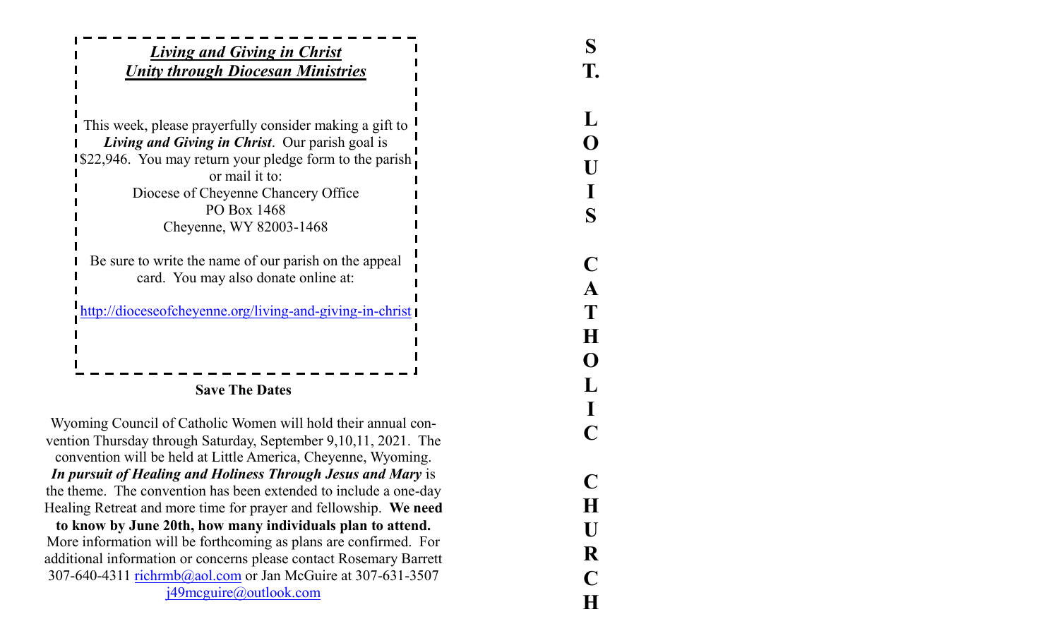## *Living and Giving in Christ*
## *Unity through Diocesan Ministries*

This week, please prayerfully consider making a gift to ***Living and Giving in Christ***. Our parish goal is $22,946. You may return your pledge form to the parish or mail it to:

Diocese of Cheyenne Chancery Office
PO Box 1468
Cheyenne, WY 82003-1468

Be sure to write the name of our parish on the appeal card. You may also donate online at:

http://dioceseofcheyenne.org/living-and-giving-in-christ

**Save The Dates**

Wyoming Council of Catholic Women will hold their annual convention Thursday through Saturday, September 9,10,11, 2021. The convention will be held at Little America, Cheyenne, Wyoming. ***In pursuit of Healing and Holiness Through Jesus and Mary*** is the theme. The convention has been extended to include a one-day Healing Retreat and more time for prayer and fellowship. **We need to know by June 20th, how many individuals plan to attend.** More information will be forthcoming as plans are confirmed. For additional information or concerns please contact Rosemary Barrett 307-640-4311 richrmb@aol.com or Jan McGuire at 307-631-3507 j49mcguire@outlook.com

**ST. LOUIS CATHOLIC CHURCH**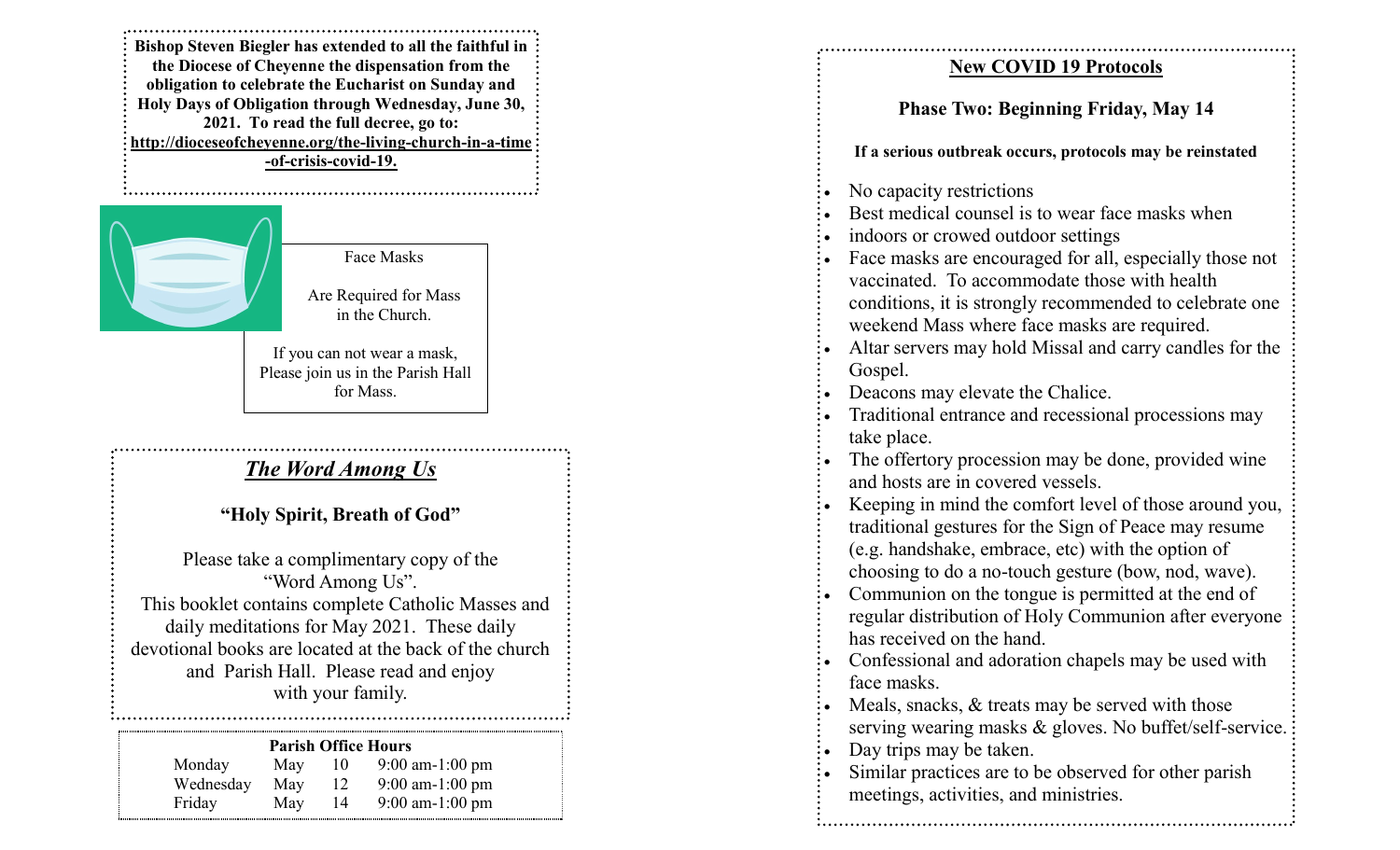**Bishop Steven Biegler has extended to all the faithful in the Diocese of Cheyenne the dispensation from the obligation to celebrate the Eucharist on Sunday and Holy Days of Obligation through Wednesday, June 30, 2021. To read the full decree, go to: http://dioceseofcheyenne.org/the-living-church-in-a-time-of-crisis-covid-19.**

Face Masks

Are Required for Mass in the Church.

If you can not wear a mask, Please join us in the Parish Hall for Mass.

## ***The Word Among Us***

### "Holy Spirit, Breath of God"

Please take a complimentary copy of the "Word Among Us". This booklet contains complete Catholic Masses and daily meditations for May 2021. These daily devotional books are located at the back of the church and Parish Hall. Please read and enjoy with your family.

**Parish Office Hours**

| | | | |
|---|---|---|---|
| Monday | May | 10 | 9:00 am-1:00 pm |
| Wednesday | May | 12 | 9:00 am-1:00 pm |
| Friday | May | 14 | 9:00 am-1:00 pm |

## New COVID 19 Protocols

### Phase Two: Beginning Friday, May 14

**If a serious outbreak occurs, protocols may be reinstated**

- No capacity restrictions
- Best medical counsel is to wear face masks when
- indoors or crowed outdoor settings
- Face masks are encouraged for all, especially those not vaccinated. To accommodate those with health conditions, it is strongly recommended to celebrate one weekend Mass where face masks are required.
- Altar servers may hold Missal and carry candles for the Gospel.
- Deacons may elevate the Chalice.
- Traditional entrance and recessional processions may take place.
- The offertory procession may be done, provided wine and hosts are in covered vessels.
- Keeping in mind the comfort level of those around you, traditional gestures for the Sign of Peace may resume (e.g. handshake, embrace, etc) with the option of choosing to do a no-touch gesture (bow, nod, wave).
- Communion on the tongue is permitted at the end of regular distribution of Holy Communion after everyone has received on the hand.
- Confessional and adoration chapels may be used with face masks.
- Meals, snacks, & treats may be served with those serving wearing masks & gloves. No buffet/self-service.
- Day trips may be taken.
- Similar practices are to be observed for other parish meetings, activities, and ministries.